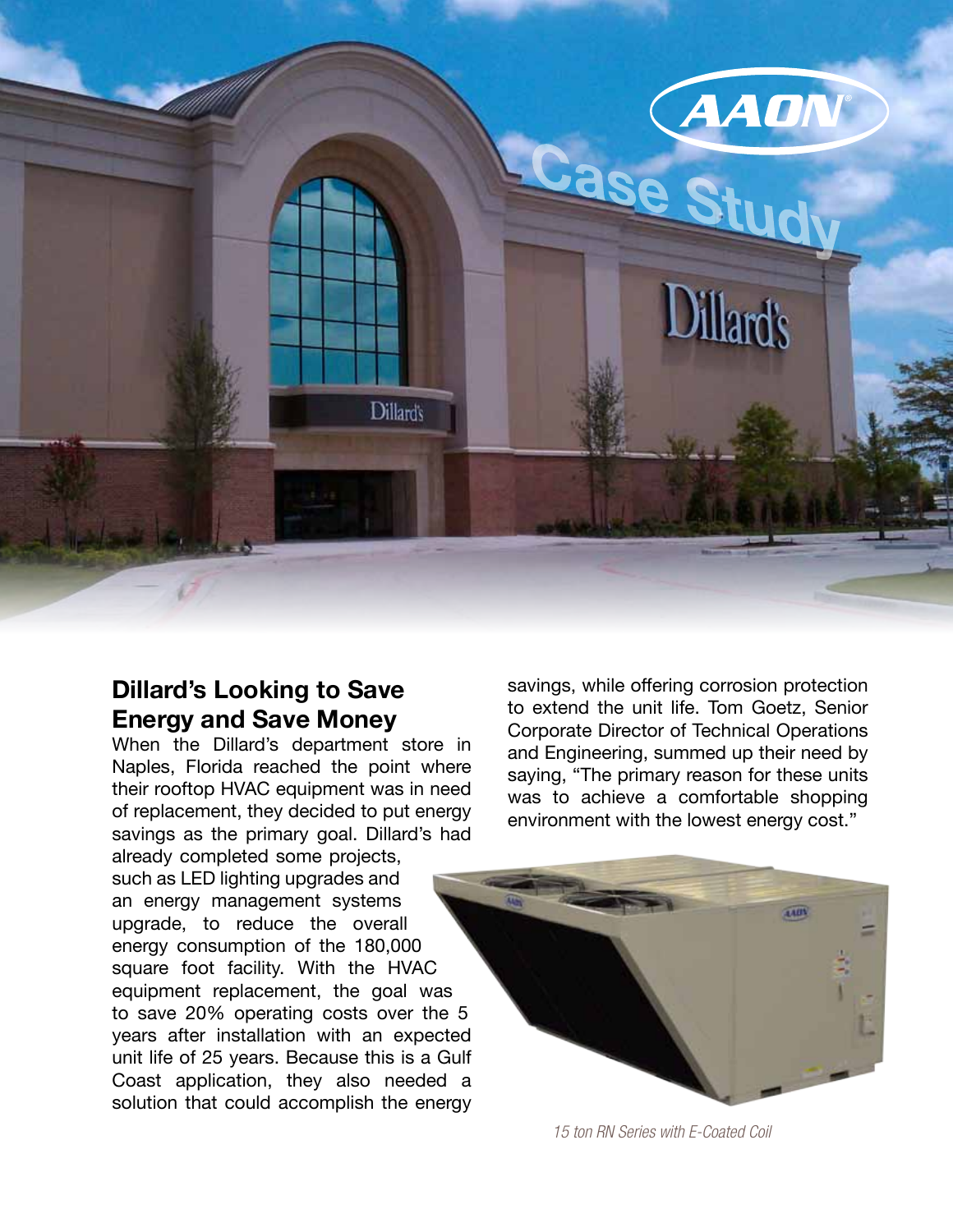# Case Study

## Dillard's Looking to Save Energy and Save Money

When the Dillard's department store in Naples, Florida reached the point where their rooftop HVAC equipment was in need of replacement, they decided to put energy savings as the primary goal. Dillard's had already completed some projects, such as LED lighting upgrades and an energy management systems upgrade, to reduce the overall energy consumption of the 180,000 square foot facility. With the HVAC equipment replacement, the goal was to save 20% operating costs over the 5 years after installation with an expected unit life of 25 years. Because this is a Gulf Coast application, they also needed a solution that could accomplish the energy savings, while offering corrosion protection to extend the unit life. Tom Goetz, Senior Corporate Director of Technical Operations and Engineering, summed up their need by saying, "The primary reason for these units was to achieve a comfortable shopping environment with the lowest energy cost."

*15 ton RN Series with E-Coated Coil*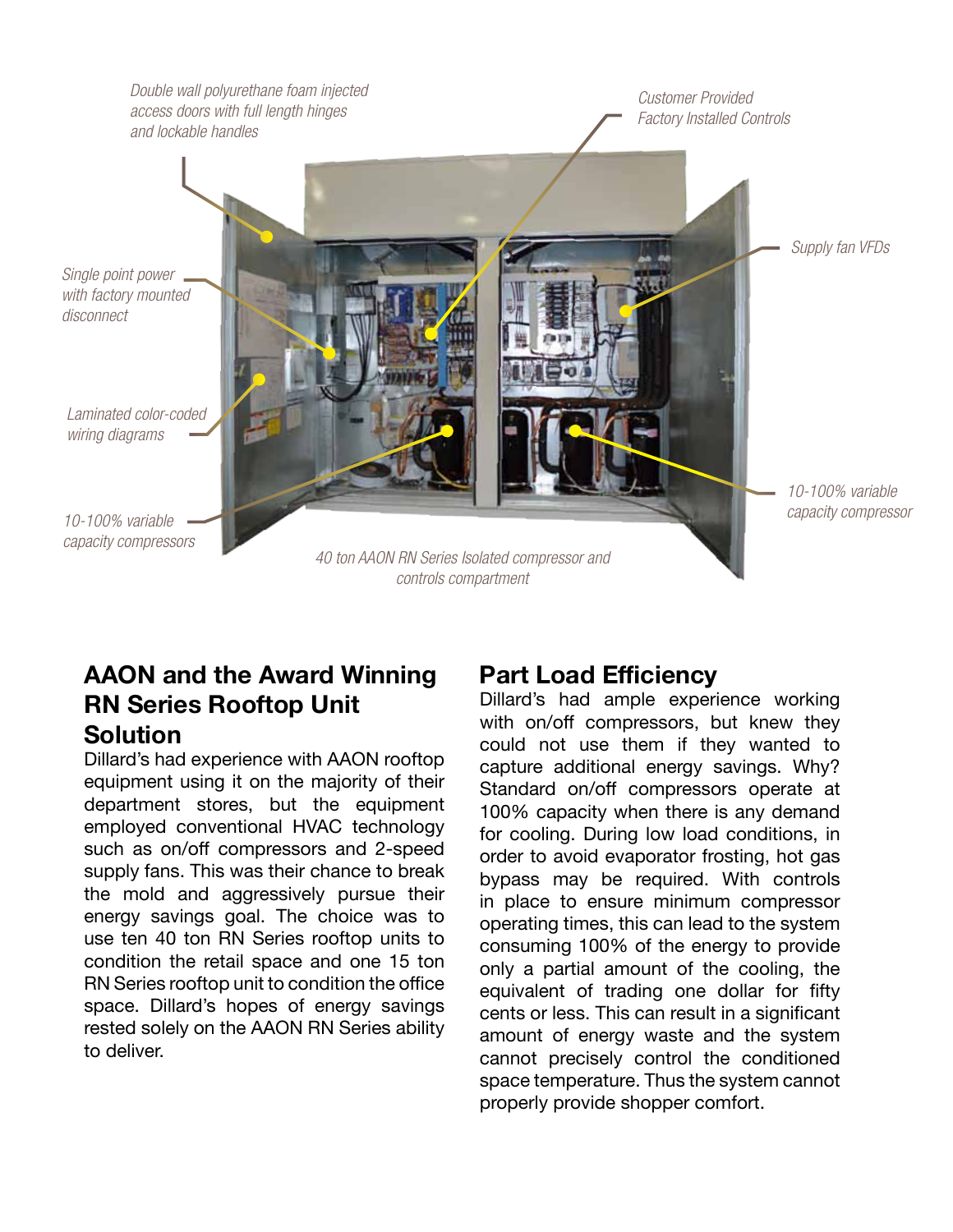Double wall polyurethane foam injected access doors with full length hinges and lockable handles

Customer Provided Factory Installed Controls

Supply fan VFDs

Single point power with factory mounted disconnect

Laminated color-coded wiring diagrams

10-100% variable capacity compressor

10-100% variable capacity compressors

40 ton AAON RN Series Isolated compressor and controls compartment

## AAON and the Award Winning RN Series Rooftop Unit Solution

Dillard's had experience with AAON rooftop equipment using it on the majority of their department stores, but the equipment employed conventional HVAC technology such as on/off compressors and 2-speed supply fans. This was their chance to break the mold and aggressively pursue their energy savings goal. The choice was to use ten 40 ton RN Series rooftop units to condition the retail space and one 15 ton RN Series rooftop unit to condition the office space. Dillard's hopes of energy savings rested solely on the AAON RN Series ability to deliver.

## Part Load Efficiency

Dillard's had ample experience working with on/off compressors, but knew they could not use them if they wanted to capture additional energy savings. Why? Standard on/off compressors operate at 100% capacity when there is any demand for cooling. During low load conditions, in order to avoid evaporator frosting, hot gas bypass may be required. With controls in place to ensure minimum compressor operating times, this can lead to the system consuming 100% of the energy to provide only a partial amount of the cooling, the equivalent of trading one dollar for fifty cents or less. This can result in a significant amount of energy waste and the system cannot precisely control the conditioned space temperature. Thus the system cannot properly provide shopper comfort.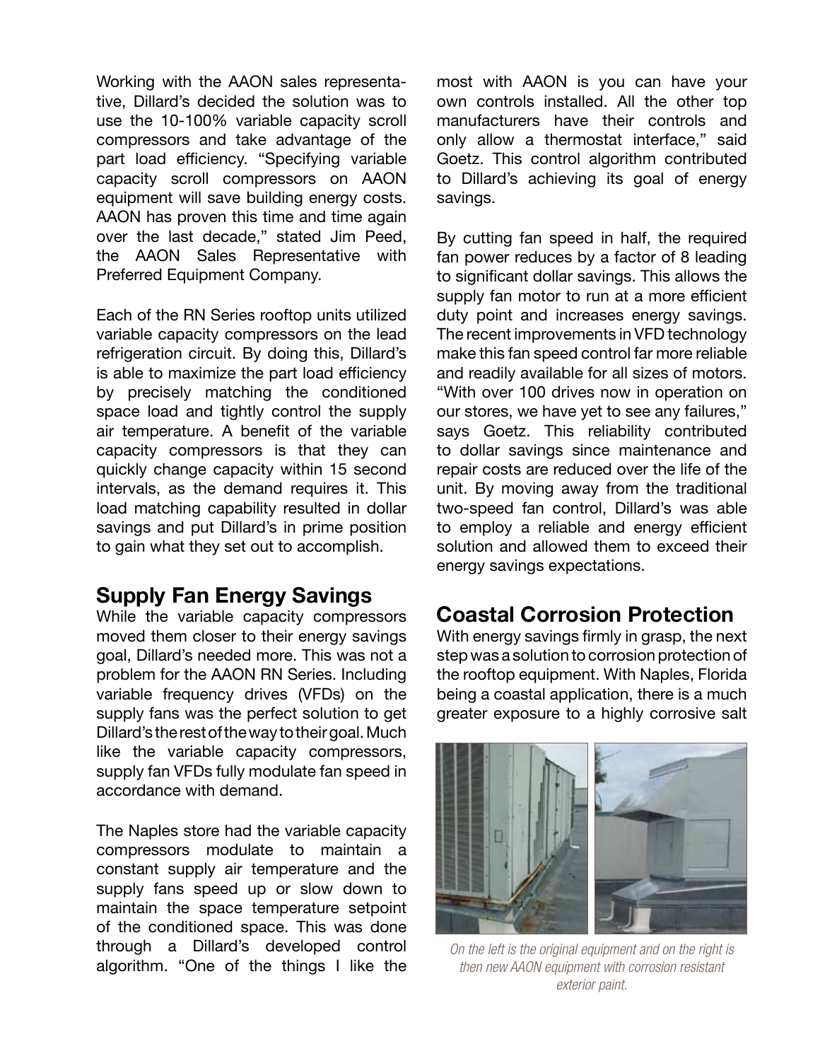Working with the AAON sales representative, Dillard's decided the solution was to use the 10-100% variable capacity scroll compressors and take advantage of the part load efficiency. "Specifying variable capacity scroll compressors on AAON equipment will save building energy costs. AAON has proven this time and time again over the last decade," stated Jim Peed, the AAON Sales Representative with Preferred Equipment Company.

Each of the RN Series rooftop units utilized variable capacity compressors on the lead refrigeration circuit. By doing this, Dillard's is able to maximize the part load efficiency by precisely matching the conditioned space load and tightly control the supply air temperature. A benefit of the variable capacity compressors is that they can quickly change capacity within 15 second intervals, as the demand requires it. This load matching capability resulted in dollar savings and put Dillard's in prime position to gain what they set out to accomplish.

## Supply Fan Energy Savings

While the variable capacity compressors moved them closer to their energy savings goal, Dillard's needed more. This was not a problem for the AAON RN Series. Including variable frequency drives (VFDs) on the supply fans was the perfect solution to get Dillard's the rest of the way to their goal. Much like the variable capacity compressors, supply fan VFDs fully modulate fan speed in accordance with demand.

The Naples store had the variable capacity compressors modulate to maintain a constant supply air temperature and the supply fans speed up or slow down to maintain the space temperature setpoint of the conditioned space. This was done through a Dillard's developed control algorithm. "One of the things I like the most with AAON is you can have your own controls installed. All the other top manufacturers have their controls and only allow a thermostat interface," said Goetz. This control algorithm contributed to Dillard's achieving its goal of energy savings.

By cutting fan speed in half, the required fan power reduces by a factor of 8 leading to significant dollar savings. This allows the supply fan motor to run at a more efficient duty point and increases energy savings. The recent improvements in VFD technology make this fan speed control far more reliable and readily available for all sizes of motors. "With over 100 drives now in operation on our stores, we have yet to see any failures," says Goetz. This reliability contributed to dollar savings since maintenance and repair costs are reduced over the life of the unit. By moving away from the traditional two-speed fan control, Dillard's was able to employ a reliable and energy efficient solution and allowed them to exceed their energy savings expectations.

## Coastal Corrosion Protection

With energy savings firmly in grasp, the next step was a solution to corrosion protection of the rooftop equipment. With Naples, Florida being a coastal application, there is a much greater exposure to a highly corrosive salt

*On the left is the original equipment and on the right is then new AAON equipment with corrosion resistant exterior paint.*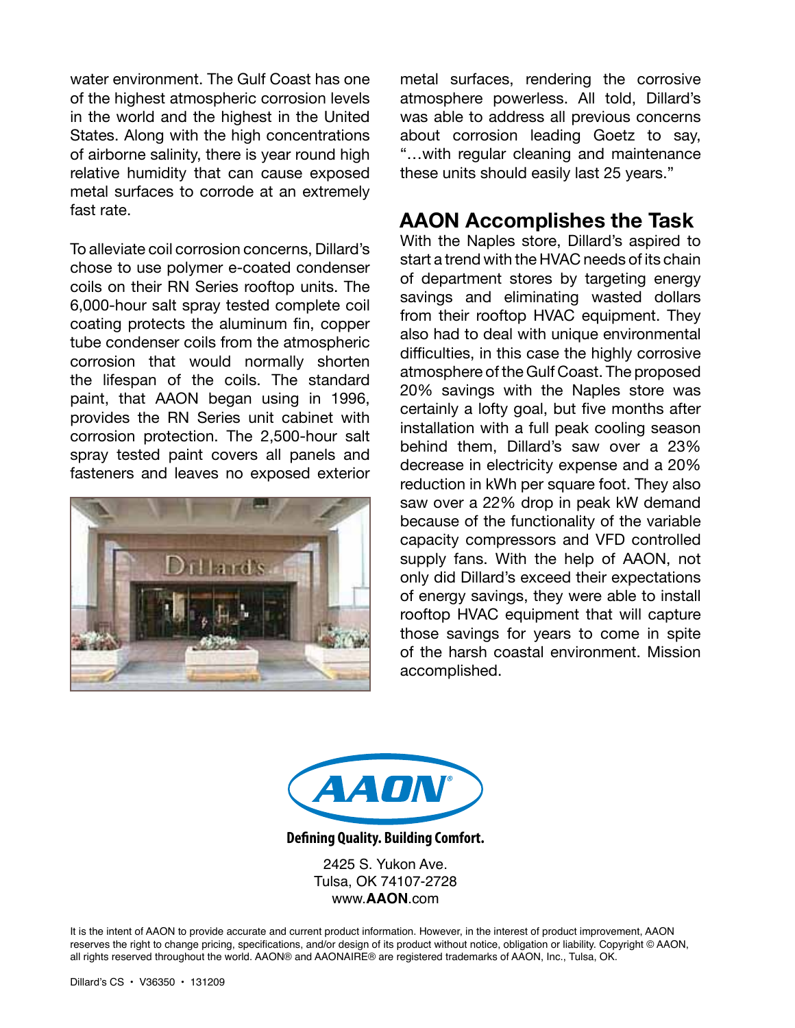water environment. The Gulf Coast has one of the highest atmospheric corrosion levels in the world and the highest in the United States. Along with the high concentrations of airborne salinity, there is year round high relative humidity that can cause exposed metal surfaces to corrode at an extremely fast rate.

To alleviate coil corrosion concerns, Dillard's chose to use polymer e-coated condenser coils on their RN Series rooftop units. The 6,000-hour salt spray tested complete coil coating protects the aluminum fin, copper tube condenser coils from the atmospheric corrosion that would normally shorten the lifespan of the coils. The standard paint, that AAON began using in 1996, provides the RN Series unit cabinet with corrosion protection. The 2,500-hour salt spray tested paint covers all panels and fasteners and leaves no exposed exterior metal surfaces, rendering the corrosive atmosphere powerless. All told, Dillard's was able to address all previous concerns about corrosion leading Goetz to say, "…with regular cleaning and maintenance these units should easily last 25 years."

## AAON Accomplishes the Task

With the Naples store, Dillard's aspired to start a trend with the HVAC needs of its chain of department stores by targeting energy savings and eliminating wasted dollars from their rooftop HVAC equipment. They also had to deal with unique environmental difficulties, in this case the highly corrosive atmosphere of the Gulf Coast. The proposed 20% savings with the Naples store was certainly a lofty goal, but five months after installation with a full peak cooling season behind them, Dillard's saw over a 23% decrease in electricity expense and a 20% reduction in kWh per square foot. They also saw over a 22% drop in peak kW demand because of the functionality of the variable capacity compressors and VFD controlled supply fans. With the help of AAON, not only did Dillard's exceed their expectations of energy savings, they were able to install rooftop HVAC equipment that will capture those savings for years to come in spite of the harsh coastal environment. Mission accomplished.

**AAON®**

**Defining Quality. Building Comfort.**

2425 S. Yukon Ave.
Tulsa, OK 74107-2728
www.**AAON**.com

It is the intent of AAON to provide accurate and current product information. However, in the interest of product improvement, AAON reserves the right to change pricing, specifications, and/or design of its product without notice, obligation or liability. Copyright © AAON, all rights reserved throughout the world. AAON® and AAONAIRE® are registered trademarks of AAON, Inc., Tulsa, OK.

Dillard's CS • V36350 • 131209